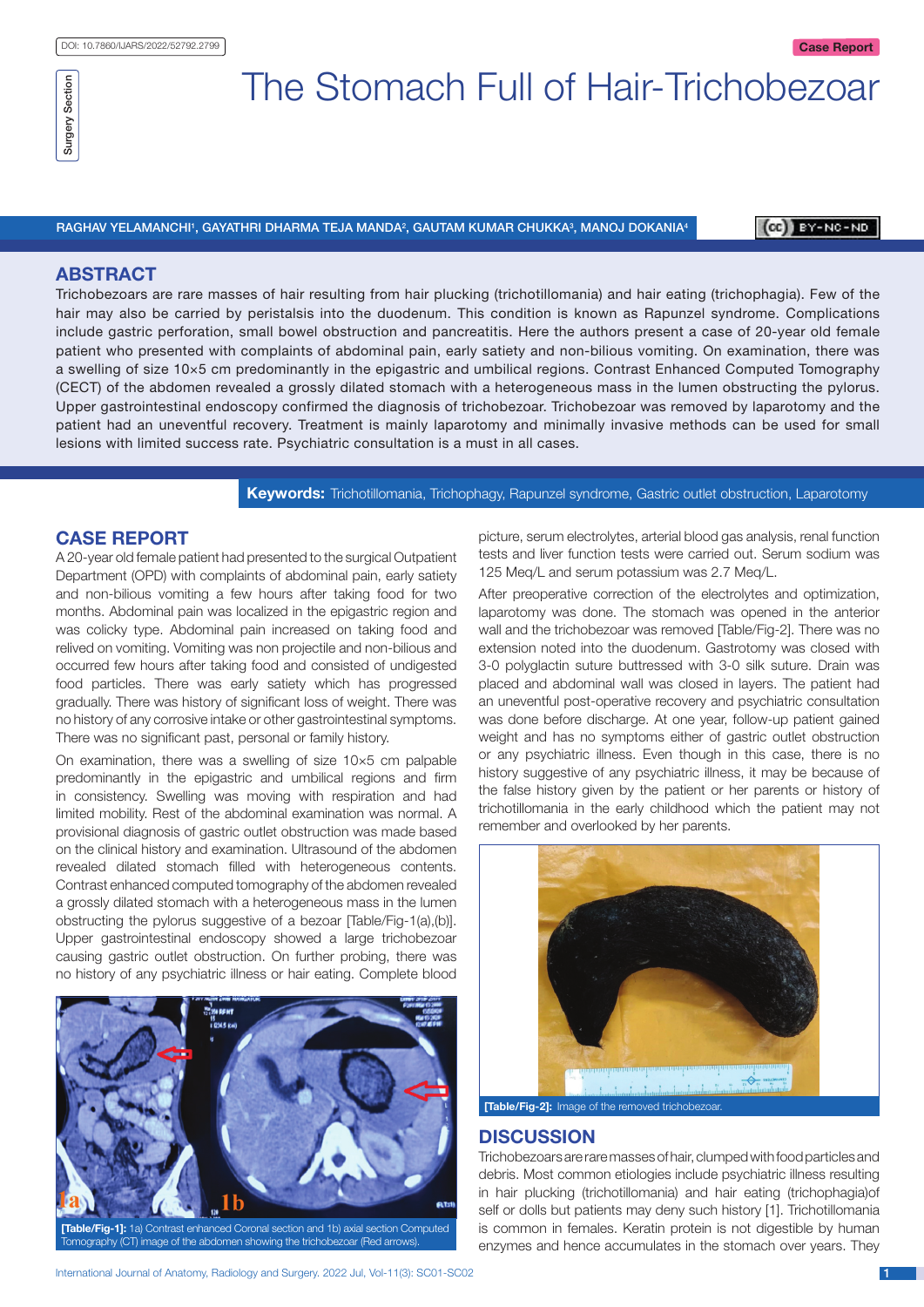DOI: 10.7860/IJARS/2022/52792.2799

Case Report

Surgery Section

# The Stomach Full of Hair-Trichobezoar

RAGHAV YELAMANCHI[1], GAYATHRI DHARMA TEJA MANDA[2], GAUTAM KUMAR CHUKKA[3], MANOJ DOKANIA[4]

## ABSTRACT

Trichobezoars are rare masses of hair resulting from hair plucking (trichotillomania) and hair eating (trichophagia). Few of the hair may also be carried by peristalsis into the duodenum. This condition is known as Rapunzel syndrome. Complications include gastric perforation, small bowel obstruction and pancreatitis. Here the authors present a case of 20-year old female patient who presented with complaints of abdominal pain, early satiety and non-bilious vomiting. On examination, there was a swelling of size 10×5 cm predominantly in the epigastric and umbilical regions. Contrast Enhanced Computed Tomography (CECT) of the abdomen revealed a grossly dilated stomach with a heterogeneous mass in the lumen obstructing the pylorus. Upper gastrointestinal endoscopy confirmed the diagnosis of trichobezoar. Trichobezoar was removed by laparotomy and the patient had an uneventful recovery. Treatment is mainly laparotomy and minimally invasive methods can be used for small lesions with limited success rate. Psychiatric consultation is a must in all cases.

**Keywords:** Trichotillomania, Trichophagy, Rapunzel syndrome, Gastric outlet obstruction, Laparotomy

## CASE REPORT

A 20-year old female patient had presented to the surgical Outpatient Department (OPD) with complaints of abdominal pain, early satiety and non-bilious vomiting a few hours after taking food for two months. Abdominal pain was localized in the epigastric region and was colicky type. Abdominal pain increased on taking food and relived on vomiting. Vomiting was non projectile and non-bilious and occurred few hours after taking food and consisted of undigested food particles. There was early satiety which has progressed gradually. There was history of significant loss of weight. There was no history of any corrosive intake or other gastrointestinal symptoms. There was no significant past, personal or family history.

On examination, there was a swelling of size 10×5 cm palpable predominantly in the epigastric and umbilical regions and firm in consistency. Swelling was moving with respiration and had limited mobility. Rest of the abdominal examination was normal. A provisional diagnosis of gastric outlet obstruction was made based on the clinical history and examination. Ultrasound of the abdomen revealed dilated stomach filled with heterogeneous contents. Contrast enhanced computed tomography of the abdomen revealed a grossly dilated stomach with a heterogeneous mass in the lumen obstructing the pylorus suggestive of a bezoar [Table/Fig-1(a),(b)]. Upper gastrointestinal endoscopy showed a large trichobezoar causing gastric outlet obstruction. On further probing, there was no history of any psychiatric illness or hair eating. Complete blood picture, serum electrolytes, arterial blood gas analysis, renal function tests and liver function tests were carried out. Serum sodium was 125 Meq/L and serum potassium was 2.7 Meq/L.

**[Table/Fig-1]:** 1a) Contrast enhanced Coronal section and 1b) axial section Computed Tomography (CT) image of the abdomen showing the trichobezoar (Red arrows).

After preoperative correction of the electrolytes and optimization, laparotomy was done. The stomach was opened in the anterior wall and the trichobezoar was removed [Table/Fig-2]. There was no extension noted into the duodenum. Gastrotomy was closed with 3-0 polyglactin suture buttressed with 3-0 silk suture. Drain was placed and abdominal wall was closed in layers. The patient had an uneventful post-operative recovery and psychiatric consultation was done before discharge. At one year, follow-up patient gained weight and has no symptoms either of gastric outlet obstruction or any psychiatric illness. Even though in this case, there is no history suggestive of any psychiatric illness, it may be because of the false history given by the patient or her parents or history of trichotillomania in the early childhood which the patient may not remember and overlooked by her parents.

**[Table/Fig-2]:** Image of the removed trichobezoar.

## DISCUSSION

Trichobezoars are rare masses of hair, clumped with food particles and debris. Most common etiologies include psychiatric illness resulting in hair plucking (trichotillomania) and hair eating (trichophagia)of self or dolls but patients may deny such history [1]. Trichotillomania is common in females. Keratin protein is not digestible by human enzymes and hence accumulates in the stomach over years. They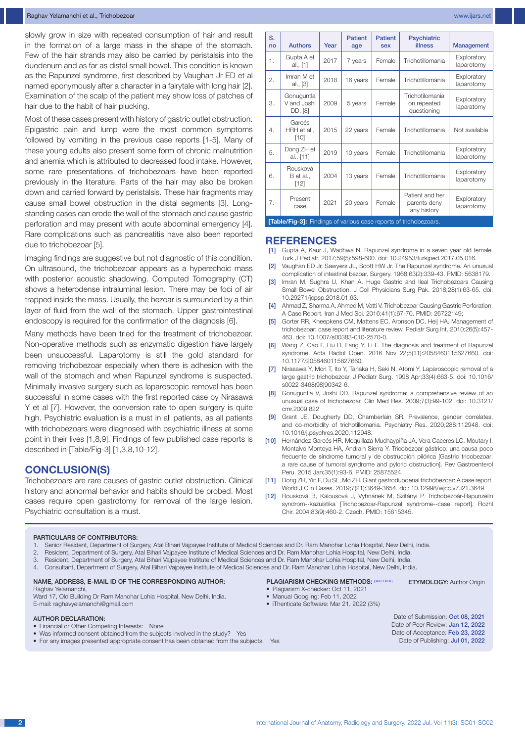slowly grow in size with repeated consumption of hair and result in the formation of a large mass in the shape of the stomach. Few of the hair strands may also be carried by peristalsis into the duodenum and as far as distal small bowel. This condition is known as the Rapunzel syndrome, first described by Vaughan Jr ED et al named eponymously after a character in a fairytale with long hair [2]. Examination of the scalp of the patient may show loss of patches of hair due to the habit of hair plucking.

Most of these cases present with history of gastric outlet obstruction. Epigastric pain and lump were the most common symptoms followed by vomiting in the previous case reports [1-5]. Many of these young adults also present some form of chronic malnutrition and anemia which is attributed to decreased food intake. However, some rare presentations of trichobezoars have been reported previously in the literature. Parts of the hair may also be broken down and carried forward by peristalsis. These hair fragments may cause small bowel obstruction in the distal segments [3]. Long-standing cases can erode the wall of the stomach and cause gastric perforation and may present with acute abdominal emergency [4]. Rare complications such as pancreatitis have also been reported due to trichobezoar [5].

Imaging findings are suggestive but not diagnostic of this condition. On ultrasound, the trichobezoar appears as a hyperechoic mass with posterior acoustic shadowing. Computed Tomography (CT) shows a heterodense intraluminal lesion. There may be foci of air trapped inside the mass. Usually, the bezoar is surrounded by a thin layer of fluid from the wall of the stomach. Upper gastrointestinal endoscopy is required for the confirmation of the diagnosis [6].

Many methods have been tried for the treatment of trichobezoar. Non-operative methods such as enzymatic digestion have largely been unsuccessful. Laparotomy is still the gold standard for removing trichobezoar especially when there is adhesion with the wall of the stomach and when Rapunzel syndrome is suspected. Minimally invasive surgery such as laparoscopic removal has been successful in some cases with the first reported case by Nirasawa Y et al [7]. However, the conversion rate to open surgery is quite high. Psychiatric evaluation is a must in all patients, as all patients with trichobezoars were diagnosed with psychiatric illness at some point in their lives [1,8,9]. Findings of few published case reports is described in [Table/Fig-3] [1,3,8,10-12].

| S. no | Authors | Year | Patient age | Patient sex | Psychiatric illness | Management |
|---|---|---|---|---|---|---|
| 1. | Gupta A et al., [1] | 2017 | 7 years | Female | Trichotillomania | Exploratory laparotomy |
| 2. | Imran M et al., [3] | 2018 | 16 years | Female | Trichotillomania | Exploratory laparotomy |
| 3.. | Gonuguntla V and Joshi DD, [8] | 2009 | 5 years | Female | Trichotillomania on repeated questioning | Exploratory laparotomy |
| 4. | Garcés HRH et al., [10] | 2015 | 22 years | Female | Trichotillomania | Not available |
| 5. | Dong ZH et al., [11] | 2019 | 10 years | Female | Trichotillomania | Exploratory laparotomy |
| 6. | Rousková B et al., [12] | 2004 | 13 years | Female | Trichotillomania | Exploratory laparotomy |
| 7. | Present case | 2021 | 20 years | Female | Patient and her parents deny any history | Exploratory laparotomy |

**[Table/Fig-3]:** Findings of various case reports of trichobezoars.

## CONCLUSION(S)

Trichobezoars are rare causes of gastric outlet obstruction. Clinical history and abnormal behavior and habits should be probed. Most cases require open gastrotomy for removal of the large lesion. Psychiatric consultation is a must.

## REFERENCES

[1] Gupta A, Kaur J, Wadhwa N. Rapunzel syndrome in a seven year old female. Turk J Pediatr. 2017;59(5):598-600. doi: 10.24953/turkjped.2017.05.016.

[2] Vaughan ED Jr, Sawyers JL, Scott HW Jr. The Rapunzel syndrome. An unusual complication of intestinal bezoar. Surgery. 1968;63(2):339-43. PMID: 5638179.

[3] Imran M, Sughra U, Khan A. Huge Gastric and Ileal Trichobezoars Causing Small Bowel Obstruction. J Coll Physicians Surg Pak. 2018;28(1):63-65. doi: 10.29271/jcpsp.2018.01.63.

[4] Ahmad Z, Sharma A, Ahmed M, Vatti V. Trichobezoar Causing Gastric Perforation: A Case Report. Iran J Med Sci. 2016;41(1):67-70. PMID: 26722149;

[5] Gorter RR, Kneepkens CM, Mattens EC, Aronson DC, Heij HA. Management of trichobezoar: case report and literature review. Pediatr Surg Int. 2010;26(5):457-463. doi: 10.1007/s00383-010-2570-0.

[6] Wang Z, Cao F, Liu D, Fang Y, Li F. The diagnosis and treatment of Rapunzel syndrome. Acta Radiol Open. 2016 Nov 22;5(11):2058460115627660. doi: 10.1177/2058460115627660.

[7] Nirasawa Y, Mori T, Ito Y, Tanaka H, Seki N, Atomi Y. Laparoscopic removal of a large gastric trichobezoar. J Pediatr Surg. 1998 Apr;33(4):663-5. doi: 10.1016/s0022-3468(98)90342-6.

[8] Gonuguntla V, Joshi DD. Rapunzel syndrome: a comprehensive review of an unusual case of trichobezoar. Clin Med Res. 2009;7(3):99-102. doi: 10.3121/cmr.2009.822

[9] Grant JE, Dougherty DD, Chamberlain SR. Prevalence, gender correlates, and co-morbidity of trichotillomania. Psychiatry Res. 2020;288:112948. doi: 10.1016/j.psychres.2020.112948.

[10] Hernández Garcés HR, Moquillaza Muchaypiña JA, Vera Caceres LC, Moutary I, Montalvo Montoya HA, Andrain Sierra Y. Tricobezoar gástrico: una causa poco frecuente de síndrome tumoral y de obstrucción pilórica [Gastric tricobezoar: a rare cause of tumoral syndrome and pyloric obstruction]. Rev Gastroenterol Peru. 2015 Jan;35(1):93-6. PMID: 25875524.

[11] Dong ZH, Yin F, Du SL, Mo ZH. Giant gastroduodenal trichobezoar: A case report. World J Clin Cases. 2019;7(21):3649-3654. doi: 10.12998/wjcc.v7.i21.3649.

[12] Rousková B, Kalousová J, Vyhnánek M, Szitányi P. Trichobezoár-Rapunzelin syndrom--kazuistika [Trichobezoar-Rapunzel syndrome--case report]. Rozhl Chir. 2004;83(9):460-2. Czech. PMID: 15615345.

**PARTICULARS OF CONTRIBUTORS:**

1. Senior Resident, Department of Surgery, Atal Bihari Vajpayee Institute of Medical Sciences and Dr. Ram Manohar Lohia Hospital, New Delhi, India.
2. Resident, Department of Surgery, Atal Bihari Vajpayee Institute of Medical Sciences and Dr. Ram Manohar Lohia Hospital, New Delhi, India.
3. Resident, Department of Surgery, Atal Bihari Vajpayee Institute of Medical Sciences and Dr. Ram Manohar Lohia Hospital, New Delhi, India.
4. Consultant, Department of Surgery, Atal Bihari Vajpayee Institute of Medical Sciences and Dr. Ram Manohar Lohia Hospital, New Delhi, India.

**NAME, ADDRESS, E-MAIL ID OF THE CORRESPONDING AUTHOR:**

Raghav Yelamanchi,
Ward 17, Old Building Dr Ram Manohar Lohia Hospital, New Delhi, India.
E-mail: raghavyelamanchi@gmail.com

**PLAGIARISM CHECKING METHODS:** [Jain H et al.]

- Plagiarism X-checker: Oct 11, 2021
- Manual Googling: Feb 11, 2022
- iThenticate Software: Mar 21, 2022 (3%)

**ETYMOLOGY:** Author Origin

**AUTHOR DECLARATION:**

- Financial or Other Competing Interests: None
- Was informed consent obtained from the subjects involved in the study? Yes
- For any images presented appropriate consent has been obtained from the subjects. Yes

Date of Submission: Oct 08, 2021
Date of Peer Review: Jan 12, 2022
Date of Acceptance: Feb 23, 2022
Date of Publishing: Jul 01, 2022